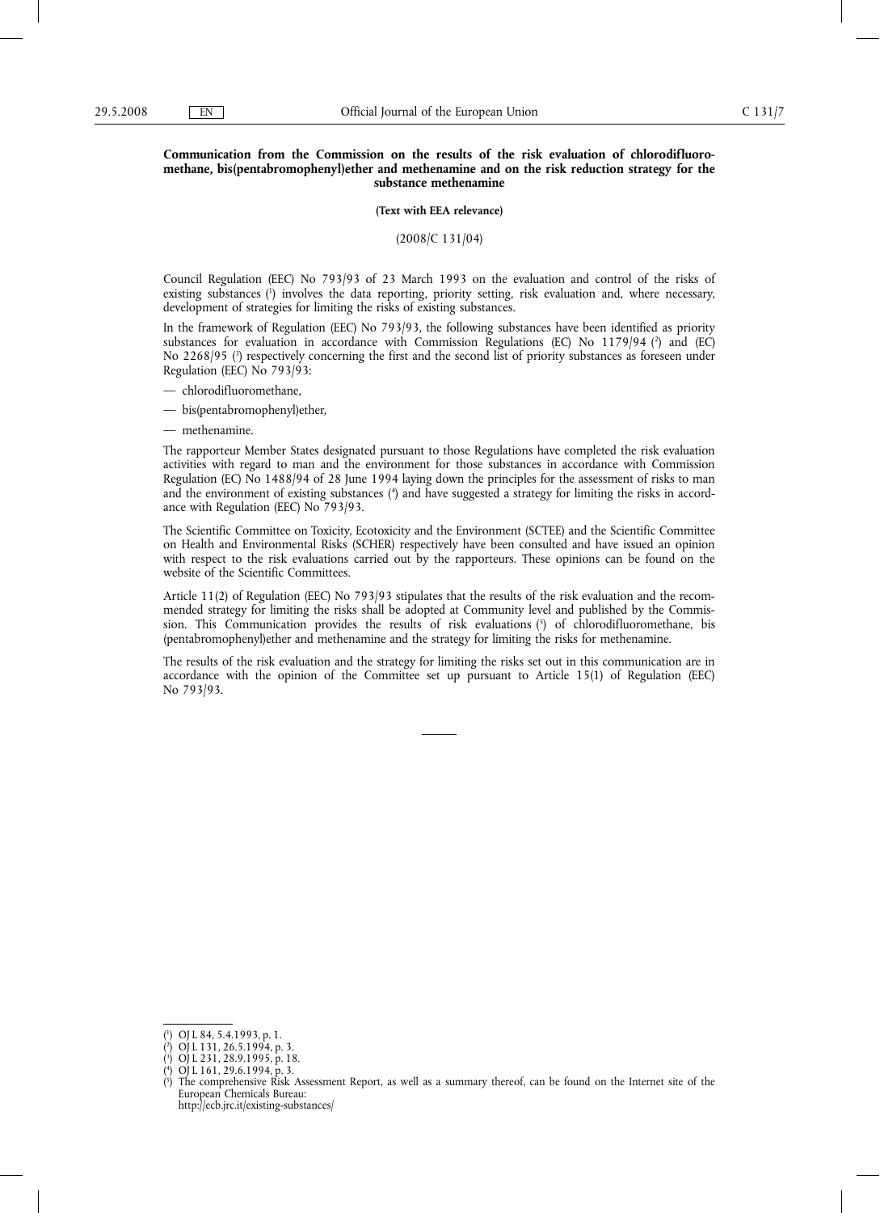**Communication from the Commission on the results of the risk evaluation of chlorodifluoromethane, bis(pentabromophenyl)ether and methenamine and on the risk reduction strategy for the substance methenamine**

**(Text with EEA relevance)**

(2008/C 131/04)

Council Regulation (EEC) No 793/93 of 23 March 1993 on the evaluation and control of the risks of existing substances [1] involves the data reporting, priority setting, risk evaluation and, where necessary, development of strategies for limiting the risks of existing substances.

In the framework of Regulation (EEC) No 793/93, the following substances have been identified as priority substances for evaluation in accordance with Commission Regulations (EC) No 1179/94 [2] and (EC) No 2268/95 [3] respectively concerning the first and the second list of priority substances as foreseen under Regulation (EEC) No 793/93:

— chlorodifluoromethane,

— bis(pentabromophenyl)ether,

— methenamine.

The rapporteur Member States designated pursuant to those Regulations have completed the risk evaluation activities with regard to man and the environment for those substances in accordance with Commission Regulation (EC) No 1488/94 of 28 June 1994 laying down the principles for the assessment of risks to man and the environment of existing substances [4] and have suggested a strategy for limiting the risks in accordance with Regulation (EEC) No 793/93.

The Scientific Committee on Toxicity, Ecotoxicity and the Environment (SCTEE) and the Scientific Committee on Health and Environmental Risks (SCHER) respectively have been consulted and have issued an opinion with respect to the risk evaluations carried out by the rapporteurs. These opinions can be found on the website of the Scientific Committees.

Article 11(2) of Regulation (EEC) No 793/93 stipulates that the results of the risk evaluation and the recommended strategy for limiting the risks shall be adopted at Community level and published by the Commission. This Communication provides the results of risk evaluations [5] of chlorodifluoromethane, bis (pentabromophenyl)ether and methenamine and the strategy for limiting the risks for methenamine.

The results of the risk evaluation and the strategy for limiting the risks set out in this communication are in accordance with the opinion of the Committee set up pursuant to Article 15(1) of Regulation (EEC) No 793/93.

---

[1] OJ L 84, 5.4.1993, p. 1.

[2] OJ L 131, 26.5.1994, p. 3.

[3] OJ L 231, 28.9.1995, p. 18.

[4] OJ L 161, 29.6.1994, p. 3.

[5] The comprehensive Risk Assessment Report, as well as a summary thereof, can be found on the Internet site of the European Chemicals Bureau: http://ecb.jrc.it/existing-substances/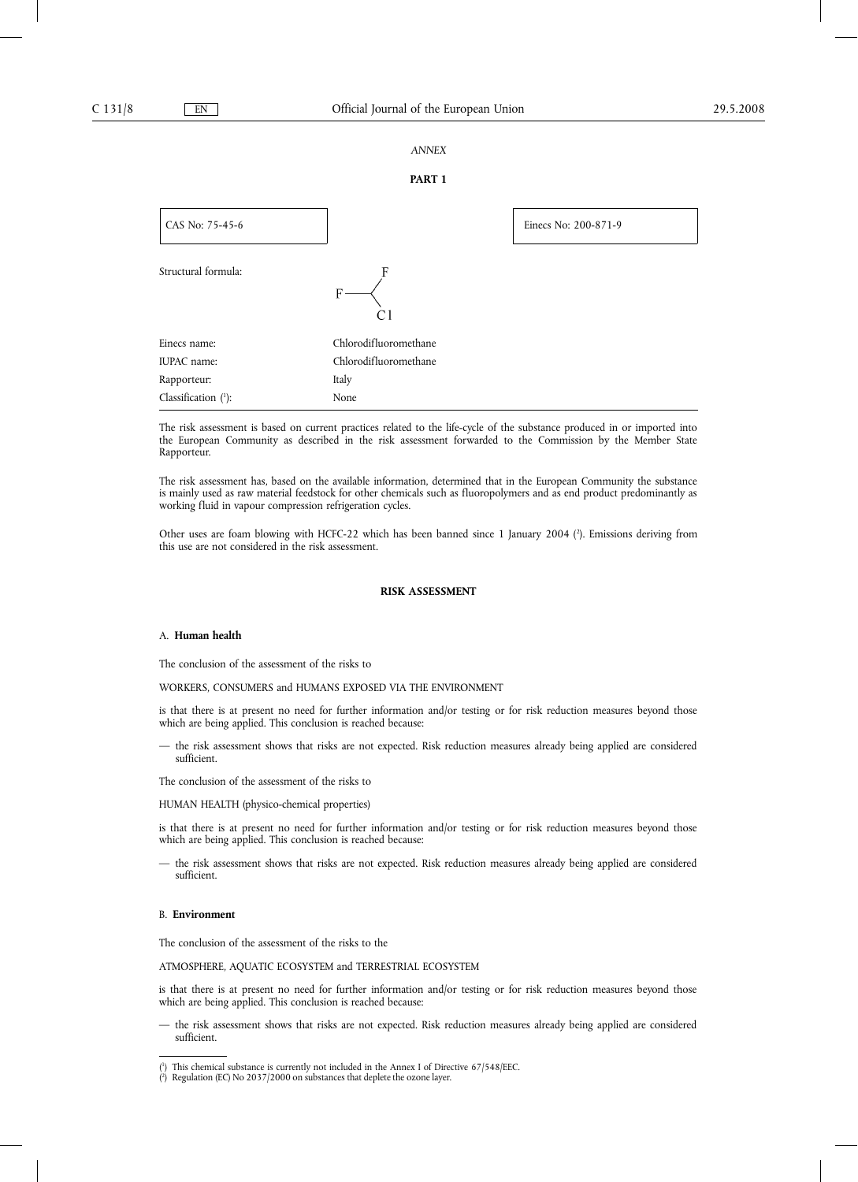*ANNEX*

**PART 1**

| CAS No: 75-45-6 | Einecs No: 200-871-9 |
|---|---|

Structural formula: $CHClF_2$ (F–C(F)–Cl)

| | |
|---|---|
| Einecs name: | Chlorodifluoromethane |
| IUPAC name: | Chlorodifluoromethane |
| Rapporteur: | Italy |
| Classification ([1]): | None |

The risk assessment is based on current practices related to the life-cycle of the substance produced in or imported into the European Community as described in the risk assessment forwarded to the Commission by the Member State Rapporteur.

The risk assessment has, based on the available information, determined that in the European Community the substance is mainly used as raw material feedstock for other chemicals such as fluoropolymers and as end product predominantly as working fluid in vapour compression refrigeration cycles.

Other uses are foam blowing with HCFC-22 which has been banned since 1 January 2004 ([2]). Emissions deriving from this use are not considered in the risk assessment.

## RISK ASSESSMENT

### A. **Human health**

The conclusion of the assessment of the risks to

WORKERS, CONSUMERS and HUMANS EXPOSED VIA THE ENVIRONMENT

is that there is at present no need for further information and/or testing or for risk reduction measures beyond those which are being applied. This conclusion is reached because:

— the risk assessment shows that risks are not expected. Risk reduction measures already being applied are considered sufficient.

The conclusion of the assessment of the risks to

HUMAN HEALTH (physico-chemical properties)

is that there is at present no need for further information and/or testing or for risk reduction measures beyond those which are being applied. This conclusion is reached because:

— the risk assessment shows that risks are not expected. Risk reduction measures already being applied are considered sufficient.

### B. **Environment**

The conclusion of the assessment of the risks to the

ATMOSPHERE, AQUATIC ECOSYSTEM and TERRESTRIAL ECOSYSTEM

is that there is at present no need for further information and/or testing or for risk reduction measures beyond those which are being applied. This conclusion is reached because:

— the risk assessment shows that risks are not expected. Risk reduction measures already being applied are considered sufficient.

---

([1]) This chemical substance is currently not included in the Annex I of Directive 67/548/EEC.

([2]) Regulation (EC) No 2037/2000 on substances that deplete the ozone layer.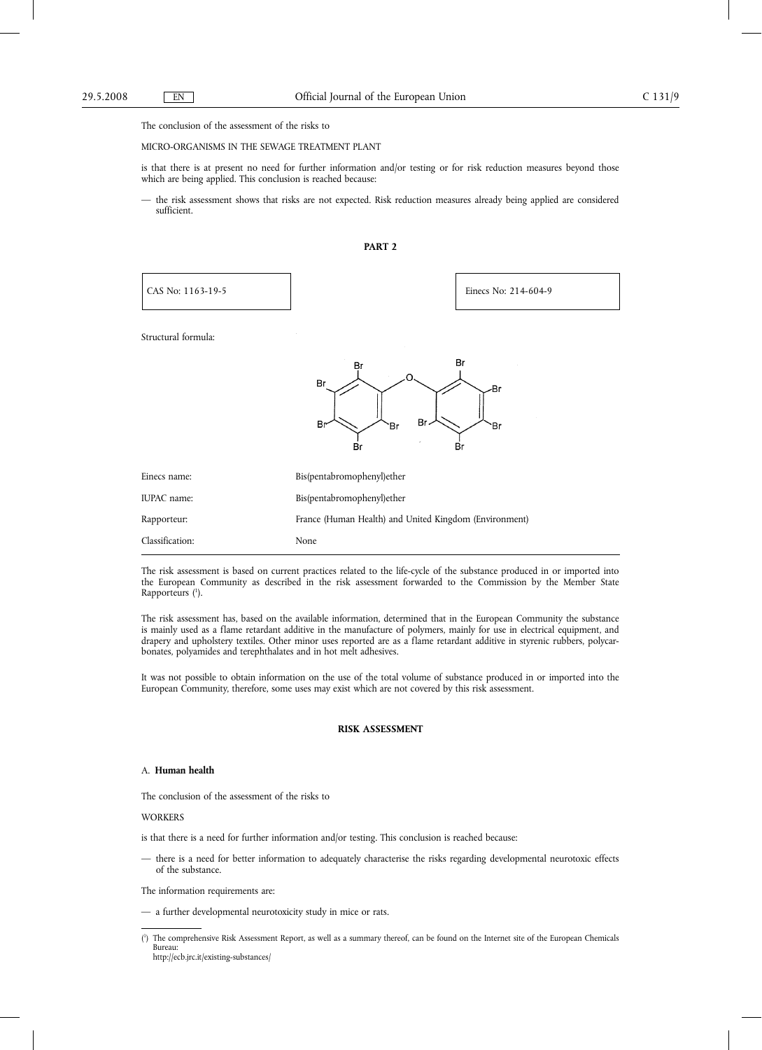The conclusion of the assessment of the risks to

MICRO-ORGANISMS IN THE SEWAGE TREATMENT PLANT

is that there is at present no need for further information and/or testing or for risk reduction measures beyond those which are being applied. This conclusion is reached because:

— the risk assessment shows that risks are not expected. Risk reduction measures already being applied are considered sufficient.

## PART 2

| CAS No: 1163-19-5 | Einecs No: 214-604-9 |
|---|---|

Structural formula:

| | |
|---|---|
| Einecs name: | Bis(pentabromophenyl)ether |
| IUPAC name: | Bis(pentabromophenyl)ether |
| Rapporteur: | France (Human Health) and United Kingdom (Environment) |
| Classification: | None |

The risk assessment is based on current practices related to the life-cycle of the substance produced in or imported into the European Community as described in the risk assessment forwarded to the Commission by the Member State Rapporteurs [1].

The risk assessment has, based on the available information, determined that in the European Community the substance is mainly used as a flame retardant additive in the manufacture of polymers, mainly for use in electrical equipment, and drapery and upholstery textiles. Other minor uses reported are as a flame retardant additive in styrenic rubbers, polycarbonates, polyamides and terephthalates and in hot melt adhesives.

It was not possible to obtain information on the use of the total volume of substance produced in or imported into the European Community, therefore, some uses may exist which are not covered by this risk assessment.

## RISK ASSESSMENT

### A. **Human health**

The conclusion of the assessment of the risks to

WORKERS

is that there is a need for further information and/or testing. This conclusion is reached because:

— there is a need for better information to adequately characterise the risks regarding developmental neurotoxic effects of the substance.

The information requirements are:

— a further developmental neurotoxicity study in mice or rats.

[1] The comprehensive Risk Assessment Report, as well as a summary thereof, can be found on the Internet site of the European Chemicals Bureau:
http://ecb.jrc.it/existing-substances/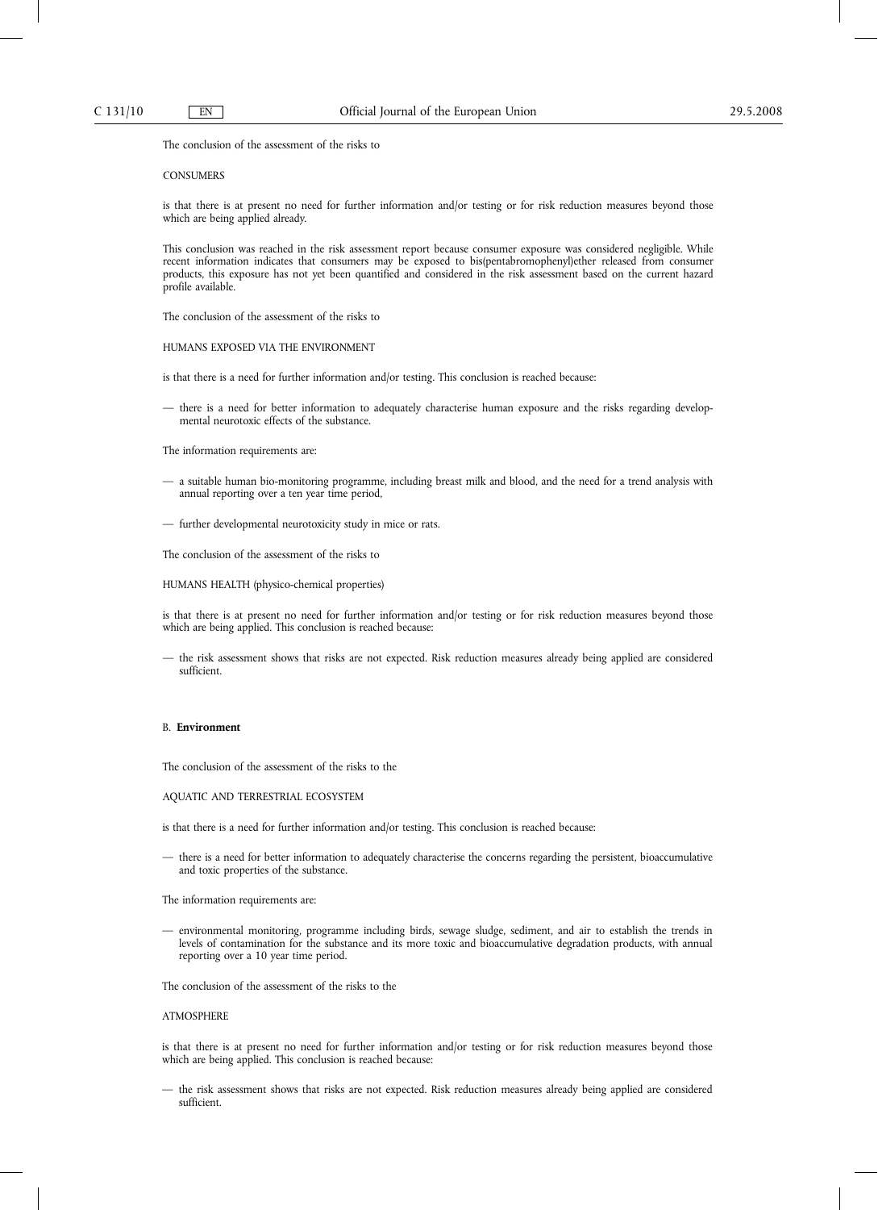The conclusion of the assessment of the risks to

CONSUMERS

is that there is at present no need for further information and/or testing or for risk reduction measures beyond those which are being applied already.

This conclusion was reached in the risk assessment report because consumer exposure was considered negligible. While recent information indicates that consumers may be exposed to bis(pentabromophenyl)ether released from consumer products, this exposure has not yet been quantified and considered in the risk assessment based on the current hazard profile available.

The conclusion of the assessment of the risks to

HUMANS EXPOSED VIA THE ENVIRONMENT

is that there is a need for further information and/or testing. This conclusion is reached because:

— there is a need for better information to adequately characterise human exposure and the risks regarding developmental neurotoxic effects of the substance.

The information requirements are:

— a suitable human bio-monitoring programme, including breast milk and blood, and the need for a trend analysis with annual reporting over a ten year time period,

— further developmental neurotoxicity study in mice or rats.

The conclusion of the assessment of the risks to

HUMANS HEALTH (physico-chemical properties)

is that there is at present no need for further information and/or testing or for risk reduction measures beyond those which are being applied. This conclusion is reached because:

— the risk assessment shows that risks are not expected. Risk reduction measures already being applied are considered sufficient.

## B. **Environment**

The conclusion of the assessment of the risks to the

AQUATIC AND TERRESTRIAL ECOSYSTEM

is that there is a need for further information and/or testing. This conclusion is reached because:

— there is a need for better information to adequately characterise the concerns regarding the persistent, bioaccumulative and toxic properties of the substance.

The information requirements are:

— environmental monitoring, programme including birds, sewage sludge, sediment, and air to establish the trends in levels of contamination for the substance and its more toxic and bioaccumulative degradation products, with annual reporting over a 10 year time period.

The conclusion of the assessment of the risks to the

ATMOSPHERE

is that there is at present no need for further information and/or testing or for risk reduction measures beyond those which are being applied. This conclusion is reached because:

— the risk assessment shows that risks are not expected. Risk reduction measures already being applied are considered sufficient.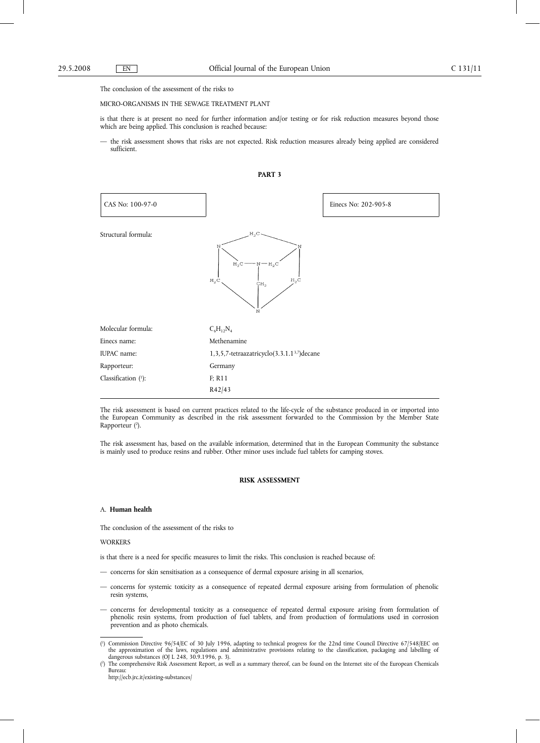The conclusion of the assessment of the risks to

MICRO-ORGANISMS IN THE SEWAGE TREATMENT PLANT

is that there is at present no need for further information and/or testing or for risk reduction measures beyond those which are being applied. This conclusion is reached because:

— the risk assessment shows that risks are not expected. Risk reduction measures already being applied are considered sufficient.

## PART 3

| CAS No: 100-97-0 | Einecs No: 202-905-8 |
|---|---|

Structural formula:

| | |
|---|---|
| Molecular formula: | $C_6H_{12}N_4$ |
| Einecs name: | Methenamine |
| IUPAC name: | 1,3,5,7-tetraazatricyclo(3.3.1.1$^{3,7}$)decane |
| Rapporteur: | Germany |
| Classification [1]: | F; R11<br>R42/43 |

The risk assessment is based on current practices related to the life-cycle of the substance produced in or imported into the European Community as described in the risk assessment forwarded to the Commission by the Member State Rapporteur [2].

The risk assessment has, based on the available information, determined that in the European Community the substance is mainly used to produce resins and rubber. Other minor uses include fuel tablets for camping stoves.

### RISK ASSESSMENT

#### A. **Human health**

The conclusion of the assessment of the risks to

WORKERS

is that there is a need for specific measures to limit the risks. This conclusion is reached because of:

— concerns for skin sensitisation as a consequence of dermal exposure arising in all scenarios,

— concerns for systemic toxicity as a consequence of repeated dermal exposure arising from formulation of phenolic resin systems,

— concerns for developmental toxicity as a consequence of repeated dermal exposure arising from formulation of phenolic resin systems, from production of fuel tablets, and from production of formulations used in corrosion prevention and as photo chemicals.

---

[1] Commission Directive 96/54/EC of 30 July 1996, adapting to technical progress for the 22nd time Council Directive 67/548/EEC on the approximation of the laws, regulations and administrative provisions relating to the classification, packaging and labelling of dangerous substances (OJ L 248, 30.9.1996, p. 3).

[2] The comprehensive Risk Assessment Report, as well as a summary thereof, can be found on the Internet site of the European Chemicals Bureau:
http://ecb.jrc.it/existing-substances/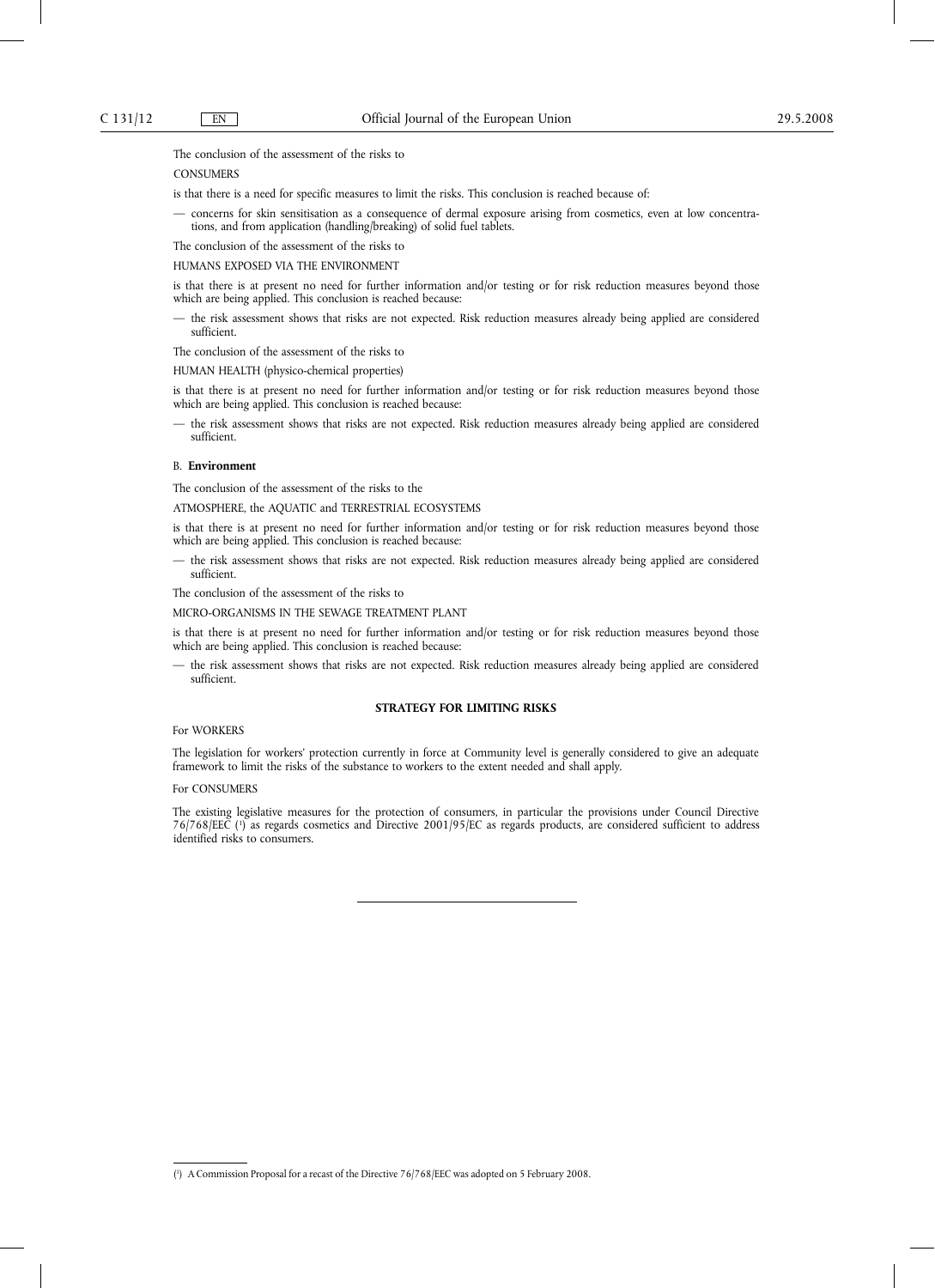The conclusion of the assessment of the risks to

CONSUMERS

is that there is a need for specific measures to limit the risks. This conclusion is reached because of:

— concerns for skin sensitisation as a consequence of dermal exposure arising from cosmetics, even at low concentrations, and from application (handling/breaking) of solid fuel tablets.

The conclusion of the assessment of the risks to

HUMANS EXPOSED VIA THE ENVIRONMENT

is that there is at present no need for further information and/or testing or for risk reduction measures beyond those which are being applied. This conclusion is reached because:

— the risk assessment shows that risks are not expected. Risk reduction measures already being applied are considered sufficient.

The conclusion of the assessment of the risks to

HUMAN HEALTH (physico-chemical properties)

is that there is at present no need for further information and/or testing or for risk reduction measures beyond those which are being applied. This conclusion is reached because:

— the risk assessment shows that risks are not expected. Risk reduction measures already being applied are considered sufficient.

B. **Environment**

The conclusion of the assessment of the risks to the

ATMOSPHERE, the AQUATIC and TERRESTRIAL ECOSYSTEMS

is that there is at present no need for further information and/or testing or for risk reduction measures beyond those which are being applied. This conclusion is reached because:

— the risk assessment shows that risks are not expected. Risk reduction measures already being applied are considered sufficient.

The conclusion of the assessment of the risks to

MICRO-ORGANISMS IN THE SEWAGE TREATMENT PLANT

is that there is at present no need for further information and/or testing or for risk reduction measures beyond those which are being applied. This conclusion is reached because:

— the risk assessment shows that risks are not expected. Risk reduction measures already being applied are considered sufficient.

## STRATEGY FOR LIMITING RISKS

For WORKERS

The legislation for workers' protection currently in force at Community level is generally considered to give an adequate framework to limit the risks of the substance to workers to the extent needed and shall apply.

For CONSUMERS

The existing legislative measures for the protection of consumers, in particular the provisions under Council Directive 76/768/EEC [1] as regards cosmetics and Directive 2001/95/EC as regards products, are considered sufficient to address identified risks to consumers.

---

[1] A Commission Proposal for a recast of the Directive 76/768/EEC was adopted on 5 February 2008.